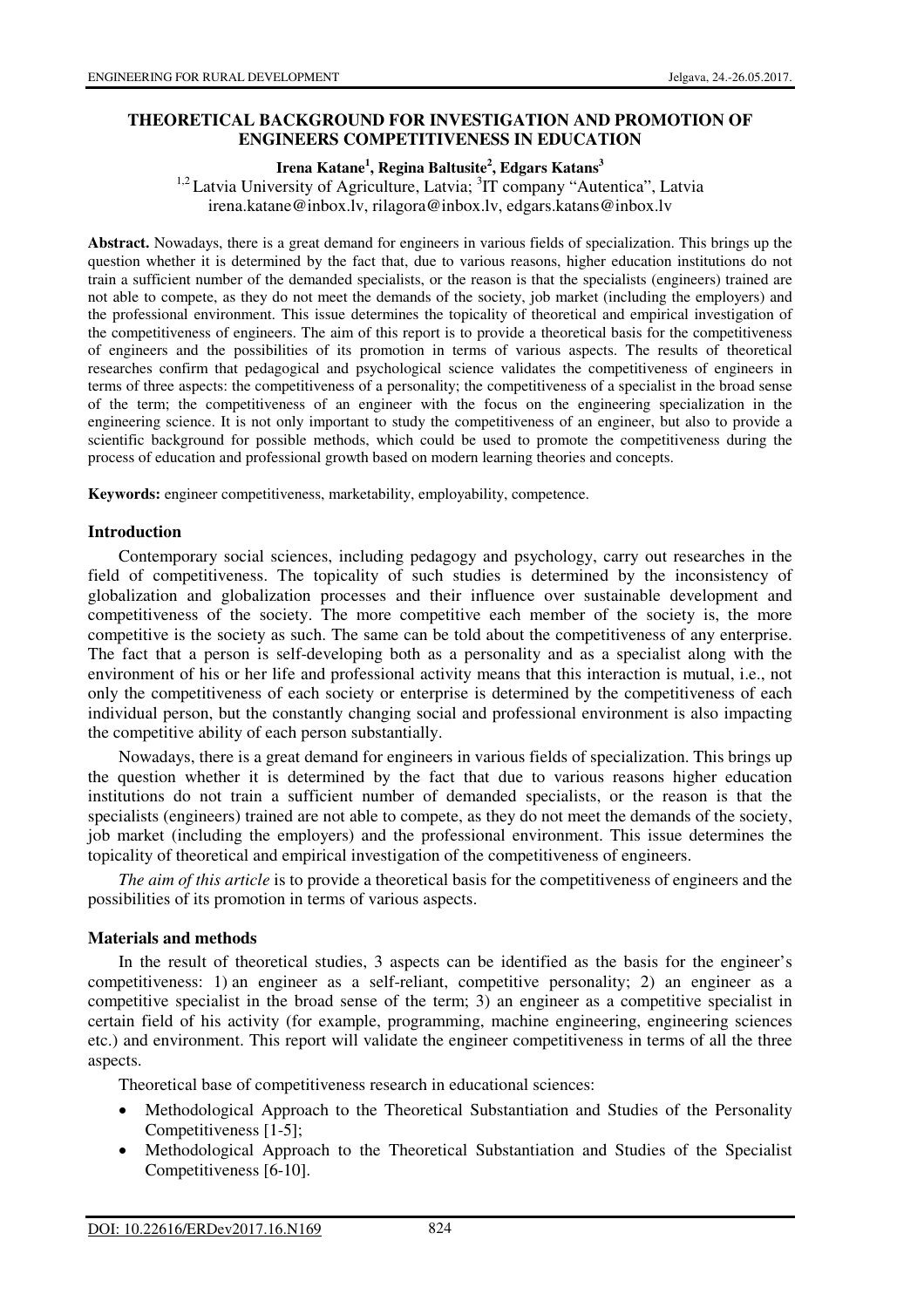# THEORETICAL BACKGROUND FOR INVESTIGATION AND PROMOTION OF ENGINEERS COMPETITIVENESS IN EDUCATION

**Irena Katane[1], Regina Baltusite[2], Edgars Katans[3]**

[1,2] Latvia University of Agriculture, Latvia; [3]IT company "Autentica", Latvia

irena.katane@inbox.lv, rilagora@inbox.lv, edgars.katans@inbox.lv

**Abstract.** Nowadays, there is a great demand for engineers in various fields of specialization. This brings up the question whether it is determined by the fact that, due to various reasons, higher education institutions do not train a sufficient number of the demanded specialists, or the reason is that the specialists (engineers) trained are not able to compete, as they do not meet the demands of the society, job market (including the employers) and the professional environment. This issue determines the topicality of theoretical and empirical investigation of the competitiveness of engineers. The aim of this report is to provide a theoretical basis for the competitiveness of engineers and the possibilities of its promotion in terms of various aspects. The results of theoretical researches confirm that pedagogical and psychological science validates the competitiveness of engineers in terms of three aspects: the competitiveness of a personality; the competitiveness of a specialist in the broad sense of the term; the competitiveness of an engineer with the focus on the engineering specialization in the engineering science. It is not only important to study the competitiveness of an engineer, but also to provide a scientific background for possible methods, which could be used to promote the competitiveness during the process of education and professional growth based on modern learning theories and concepts.

**Keywords:** engineer competitiveness, marketability, employability, competence.

## Introduction

Contemporary social sciences, including pedagogy and psychology, carry out researches in the field of competitiveness. The topicality of such studies is determined by the inconsistency of globalization and globalization processes and their influence over sustainable development and competitiveness of the society. The more competitive each member of the society is, the more competitive is the society as such. The same can be told about the competitiveness of any enterprise. The fact that a person is self-developing both as a personality and as a specialist along with the environment of his or her life and professional activity means that this interaction is mutual, i.e., not only the competitiveness of each society or enterprise is determined by the competitiveness of each individual person, but the constantly changing social and professional environment is also impacting the competitive ability of each person substantially.

Nowadays, there is a great demand for engineers in various fields of specialization. This brings up the question whether it is determined by the fact that due to various reasons higher education institutions do not train a sufficient number of demanded specialists, or the reason is that the specialists (engineers) trained are not able to compete, as they do not meet the demands of the society, job market (including the employers) and the professional environment. This issue determines the topicality of theoretical and empirical investigation of the competitiveness of engineers.

*The aim of this article* is to provide a theoretical basis for the competitiveness of engineers and the possibilities of its promotion in terms of various aspects.

## Materials and methods

In the result of theoretical studies, 3 aspects can be identified as the basis for the engineer's competitiveness: 1) an engineer as a self-reliant, competitive personality; 2) an engineer as a competitive specialist in the broad sense of the term; 3) an engineer as a competitive specialist in certain field of his activity (for example, programming, machine engineering, engineering sciences etc.) and environment. This report will validate the engineer competitiveness in terms of all the three aspects.

Theoretical base of competitiveness research in educational sciences:

- Methodological Approach to the Theoretical Substantiation and Studies of the Personality Competitiveness [1-5];
- Methodological Approach to the Theoretical Substantiation and Studies of the Specialist Competitiveness [6-10].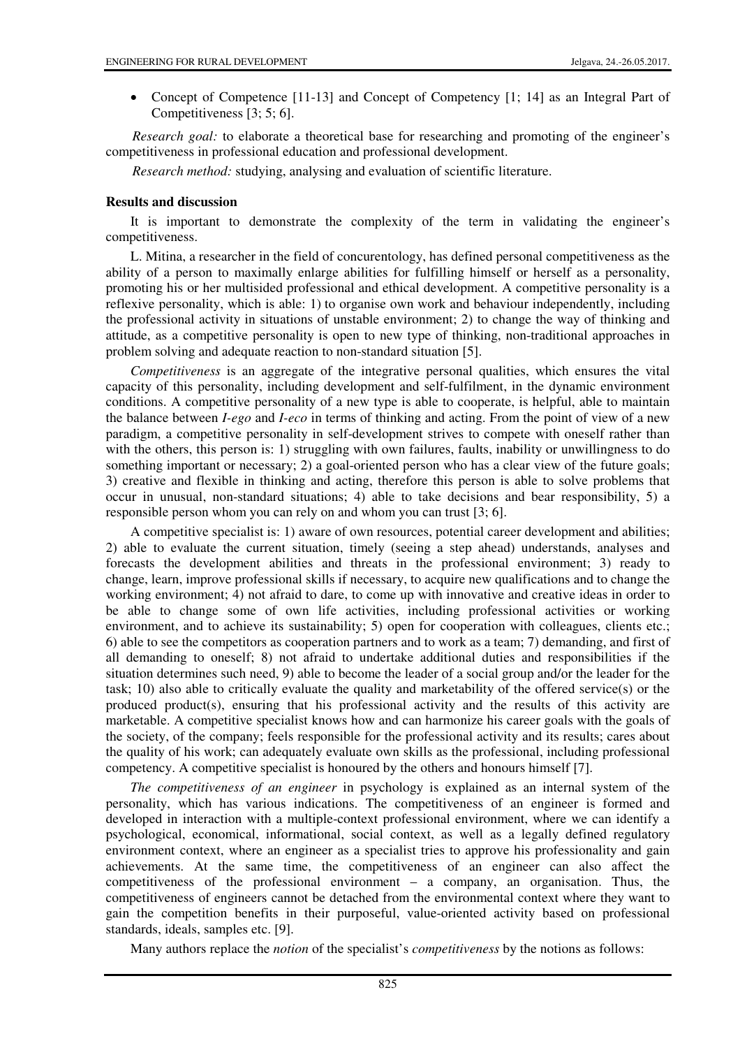- Concept of Competence [11-13] and Concept of Competency [1; 14] as an Integral Part of Competitiveness [3; 5; 6].

*Research goal:* to elaborate a theoretical base for researching and promoting of the engineer's competitiveness in professional education and professional development.

*Research method:* studying, analysing and evaluation of scientific literature.

## Results and discussion

It is important to demonstrate the complexity of the term in validating the engineer's competitiveness.

L. Mitina, a researcher in the field of concurentology, has defined personal competitiveness as the ability of a person to maximally enlarge abilities for fulfilling himself or herself as a personality, promoting his or her multisided professional and ethical development. A competitive personality is a reflexive personality, which is able: 1) to organise own work and behaviour independently, including the professional activity in situations of unstable environment; 2) to change the way of thinking and attitude, as a competitive personality is open to new type of thinking, non-traditional approaches in problem solving and adequate reaction to non-standard situation [5].

*Competitiveness* is an aggregate of the integrative personal qualities, which ensures the vital capacity of this personality, including development and self-fulfilment, in the dynamic environment conditions. A competitive personality of a new type is able to cooperate, is helpful, able to maintain the balance between *I-ego* and *I-eco* in terms of thinking and acting. From the point of view of a new paradigm, a competitive personality in self-development strives to compete with oneself rather than with the others, this person is: 1) struggling with own failures, faults, inability or unwillingness to do something important or necessary; 2) a goal-oriented person who has a clear view of the future goals; 3) creative and flexible in thinking and acting, therefore this person is able to solve problems that occur in unusual, non-standard situations; 4) able to take decisions and bear responsibility, 5) a responsible person whom you can rely on and whom you can trust [3; 6].

A competitive specialist is: 1) aware of own resources, potential career development and abilities; 2) able to evaluate the current situation, timely (seeing a step ahead) understands, analyses and forecasts the development abilities and threats in the professional environment; 3) ready to change, learn, improve professional skills if necessary, to acquire new qualifications and to change the working environment; 4) not afraid to dare, to come up with innovative and creative ideas in order to be able to change some of own life activities, including professional activities or working environment, and to achieve its sustainability; 5) open for cooperation with colleagues, clients etc.; 6) able to see the competitors as cooperation partners and to work as a team; 7) demanding, and first of all demanding to oneself; 8) not afraid to undertake additional duties and responsibilities if the situation determines such need, 9) able to become the leader of a social group and/or the leader for the task; 10) also able to critically evaluate the quality and marketability of the offered service(s) or the produced product(s), ensuring that his professional activity and the results of this activity are marketable. A competitive specialist knows how and can harmonize his career goals with the goals of the society, of the company; feels responsible for the professional activity and its results; cares about the quality of his work; can adequately evaluate own skills as the professional, including professional competency. A competitive specialist is honoured by the others and honours himself [7].

*The competitiveness of an engineer* in psychology is explained as an internal system of the personality, which has various indications. The competitiveness of an engineer is formed and developed in interaction with a multiple-context professional environment, where we can identify a psychological, economical, informational, social context, as well as a legally defined regulatory environment context, where an engineer as a specialist tries to approve his professionality and gain achievements. At the same time, the competitiveness of an engineer can also affect the competitiveness of the professional environment – a company, an organisation. Thus, the competitiveness of engineers cannot be detached from the environmental context where they want to gain the competition benefits in their purposeful, value-oriented activity based on professional standards, ideals, samples etc. [9].

Many authors replace the *notion* of the specialist's *competitiveness* by the notions as follows: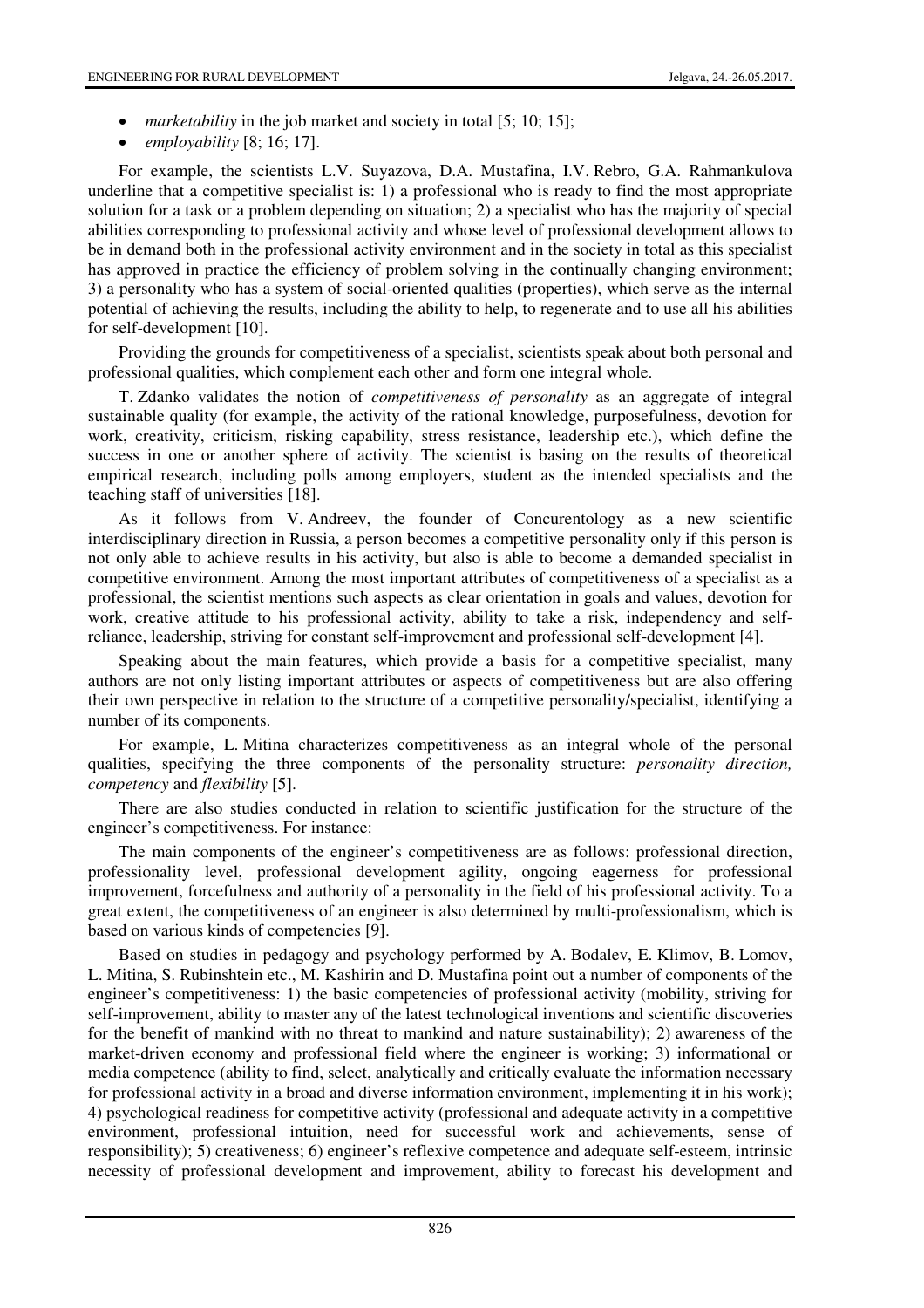- *marketability* in the job market and society in total [5; 10; 15];
- *employability* [8; 16; 17].

For example, the scientists L.V. Suyazova, D.A. Mustafina, I.V. Rebro, G.A. Rahmankulova underline that a competitive specialist is: 1) a professional who is ready to find the most appropriate solution for a task or a problem depending on situation; 2) a specialist who has the majority of special abilities corresponding to professional activity and whose level of professional development allows to be in demand both in the professional activity environment and in the society in total as this specialist has approved in practice the efficiency of problem solving in the continually changing environment; 3) a personality who has a system of social-oriented qualities (properties), which serve as the internal potential of achieving the results, including the ability to help, to regenerate and to use all his abilities for self-development [10].

Providing the grounds for competitiveness of a specialist, scientists speak about both personal and professional qualities, which complement each other and form one integral whole.

T. Zdanko validates the notion of *competitiveness of personality* as an aggregate of integral sustainable quality (for example, the activity of the rational knowledge, purposefulness, devotion for work, creativity, criticism, risking capability, stress resistance, leadership etc.), which define the success in one or another sphere of activity. The scientist is basing on the results of theoretical empirical research, including polls among employers, student as the intended specialists and the teaching staff of universities [18].

As it follows from V. Andreev, the founder of Concurentology as a new scientific interdisciplinary direction in Russia, a person becomes a competitive personality only if this person is not only able to achieve results in his activity, but also is able to become a demanded specialist in competitive environment. Among the most important attributes of competitiveness of a specialist as a professional, the scientist mentions such aspects as clear orientation in goals and values, devotion for work, creative attitude to his professional activity, ability to take a risk, independency and self-reliance, leadership, striving for constant self-improvement and professional self-development [4].

Speaking about the main features, which provide a basis for a competitive specialist, many authors are not only listing important attributes or aspects of competitiveness but are also offering their own perspective in relation to the structure of a competitive personality/specialist, identifying a number of its components.

For example, L. Mitina characterizes competitiveness as an integral whole of the personal qualities, specifying the three components of the personality structure: *personality direction, competency* and *flexibility* [5].

There are also studies conducted in relation to scientific justification for the structure of the engineer's competitiveness. For instance:

The main components of the engineer's competitiveness are as follows: professional direction, professionality level, professional development agility, ongoing eagerness for professional improvement, forcefulness and authority of a personality in the field of his professional activity. To a great extent, the competitiveness of an engineer is also determined by multi-professionalism, which is based on various kinds of competencies [9].

Based on studies in pedagogy and psychology performed by A. Bodalev, E. Klimov, B. Lomov, L. Mitina, S. Rubinshtein etc., M. Kashirin and D. Mustafina point out a number of components of the engineer's competitiveness: 1) the basic competencies of professional activity (mobility, striving for self-improvement, ability to master any of the latest technological inventions and scientific discoveries for the benefit of mankind with no threat to mankind and nature sustainability); 2) awareness of the market-driven economy and professional field where the engineer is working; 3) informational or media competence (ability to find, select, analytically and critically evaluate the information necessary for professional activity in a broad and diverse information environment, implementing it in his work); 4) psychological readiness for competitive activity (professional and adequate activity in a competitive environment, professional intuition, need for successful work and achievements, sense of responsibility); 5) creativeness; 6) engineer's reflexive competence and adequate self-esteem, intrinsic necessity of professional development and improvement, ability to forecast his development and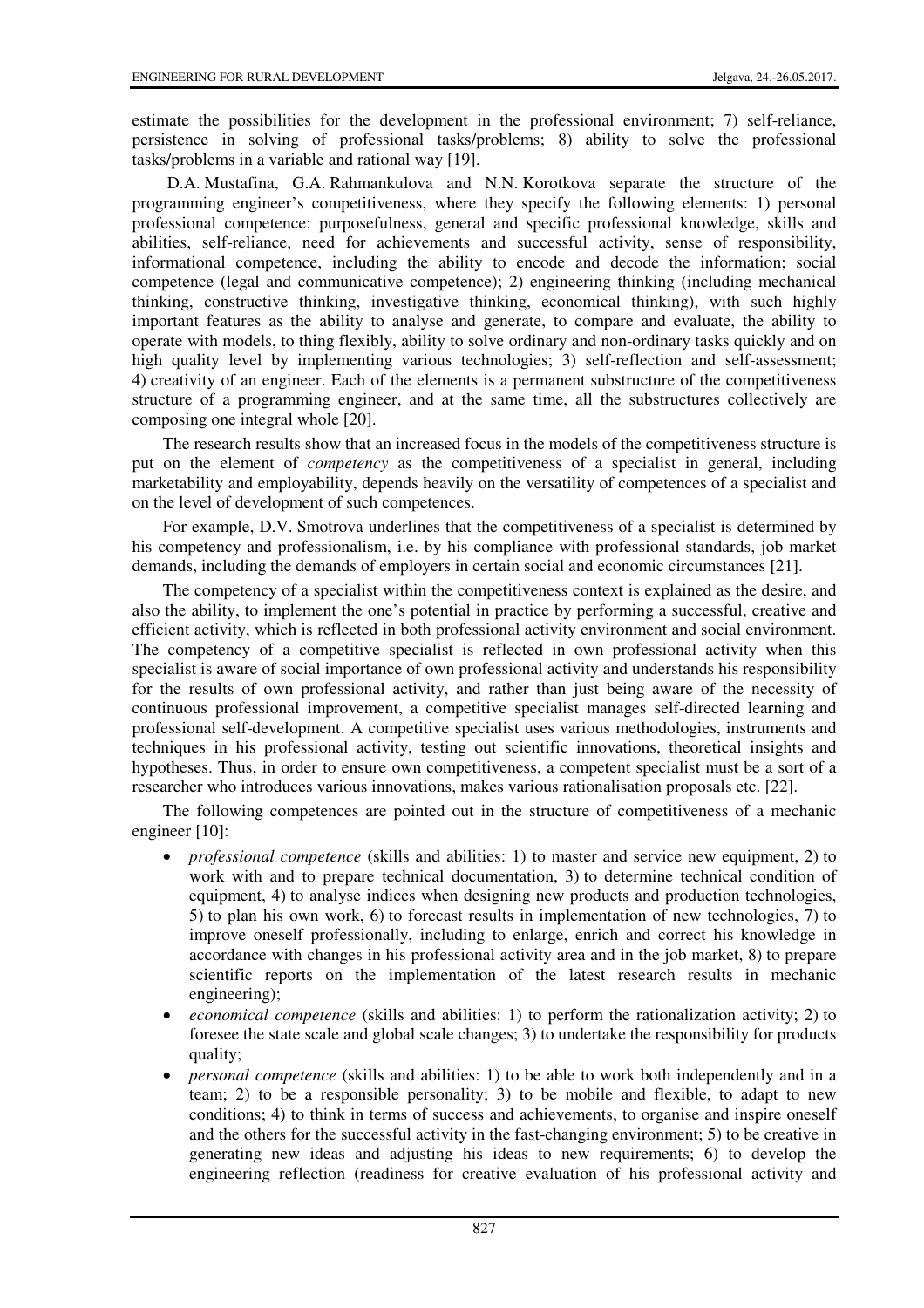estimate the possibilities for the development in the professional environment; 7) self-reliance, persistence in solving of professional tasks/problems; 8) ability to solve the professional tasks/problems in a variable and rational way [19].

D.A. Mustafina, G.A. Rahmankulova and N.N. Korotkova separate the structure of the programming engineer's competitiveness, where they specify the following elements: 1) personal professional competence: purposefulness, general and specific professional knowledge, skills and abilities, self-reliance, need for achievements and successful activity, sense of responsibility, informational competence, including the ability to encode and decode the information; social competence (legal and communicative competence); 2) engineering thinking (including mechanical thinking, constructive thinking, investigative thinking, economical thinking), with such highly important features as the ability to analyse and generate, to compare and evaluate, the ability to operate with models, to thing flexibly, ability to solve ordinary and non-ordinary tasks quickly and on high quality level by implementing various technologies; 3) self-reflection and self-assessment; 4) creativity of an engineer. Each of the elements is a permanent substructure of the competitiveness structure of a programming engineer, and at the same time, all the substructures collectively are composing one integral whole [20].

The research results show that an increased focus in the models of the competitiveness structure is put on the element of *competency* as the competitiveness of a specialist in general, including marketability and employability, depends heavily on the versatility of competences of a specialist and on the level of development of such competences.

For example, D.V. Smotrova underlines that the competitiveness of a specialist is determined by his competency and professionalism, i.e. by his compliance with professional standards, job market demands, including the demands of employers in certain social and economic circumstances [21].

The competency of a specialist within the competitiveness context is explained as the desire, and also the ability, to implement the one's potential in practice by performing a successful, creative and efficient activity, which is reflected in both professional activity environment and social environment. The competency of a competitive specialist is reflected in own professional activity when this specialist is aware of social importance of own professional activity and understands his responsibility for the results of own professional activity, and rather than just being aware of the necessity of continuous professional improvement, a competitive specialist manages self-directed learning and professional self-development. A competitive specialist uses various methodologies, instruments and techniques in his professional activity, testing out scientific innovations, theoretical insights and hypotheses. Thus, in order to ensure own competitiveness, a competent specialist must be a sort of a researcher who introduces various innovations, makes various rationalisation proposals etc. [22].

The following competences are pointed out in the structure of competitiveness of a mechanic engineer [10]:

- *professional competence* (skills and abilities: 1) to master and service new equipment, 2) to work with and to prepare technical documentation, 3) to determine technical condition of equipment, 4) to analyse indices when designing new products and production technologies, 5) to plan his own work, 6) to forecast results in implementation of new technologies, 7) to improve oneself professionally, including to enlarge, enrich and correct his knowledge in accordance with changes in his professional activity area and in the job market, 8) to prepare scientific reports on the implementation of the latest research results in mechanic engineering);
- *economical competence* (skills and abilities: 1) to perform the rationalization activity; 2) to foresee the state scale and global scale changes; 3) to undertake the responsibility for products quality;
- *personal competence* (skills and abilities: 1) to be able to work both independently and in a team; 2) to be a responsible personality; 3) to be mobile and flexible, to adapt to new conditions; 4) to think in terms of success and achievements, to organise and inspire oneself and the others for the successful activity in the fast-changing environment; 5) to be creative in generating new ideas and adjusting his ideas to new requirements; 6) to develop the engineering reflection (readiness for creative evaluation of his professional activity and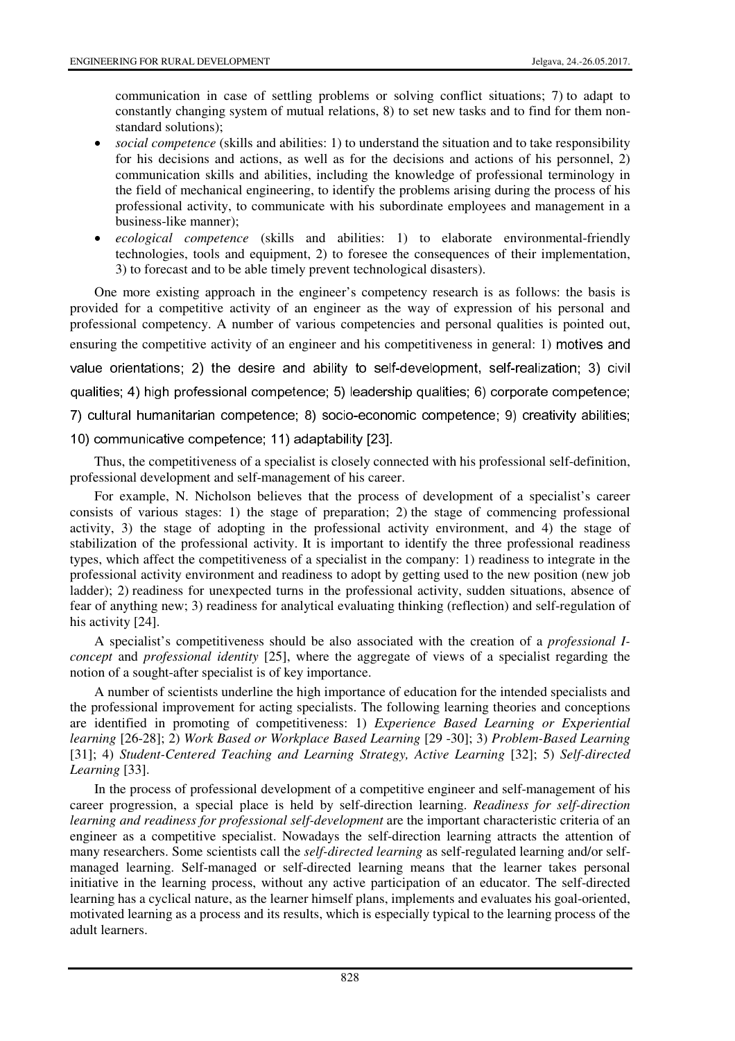communication in case of settling problems or solving conflict situations; 7) to adapt to constantly changing system of mutual relations, 8) to set new tasks and to find for them non-standard solutions);

- *social competence* (skills and abilities: 1) to understand the situation and to take responsibility for his decisions and actions, as well as for the decisions and actions of his personnel, 2) communication skills and abilities, including the knowledge of professional terminology in the field of mechanical engineering, to identify the problems arising during the process of his professional activity, to communicate with his subordinate employees and management in a business-like manner);
- *ecological competence* (skills and abilities: 1) to elaborate environmental-friendly technologies, tools and equipment, 2) to foresee the consequences of their implementation, 3) to forecast and to be able timely prevent technological disasters).

One more existing approach in the engineer's competency research is as follows: the basis is provided for a competitive activity of an engineer as the way of expression of his personal and professional competency. A number of various competencies and personal qualities is pointed out, ensuring the competitive activity of an engineer and his competitiveness in general: 1) motives and value orientations; 2) the desire and ability to self-development, self-realization; 3) civil qualities; 4) high professional competence; 5) leadership qualities; 6) corporate competence; 7) cultural humanitarian competence; 8) socio-economic competence; 9) creativity abilities; 10) communicative competence; 11) adaptability [23].

Thus, the competitiveness of a specialist is closely connected with his professional self-definition, professional development and self-management of his career.

For example, N. Nicholson believes that the process of development of a specialist's career consists of various stages: 1) the stage of preparation; 2) the stage of commencing professional activity, 3) the stage of adopting in the professional activity environment, and 4) the stage of stabilization of the professional activity. It is important to identify the three professional readiness types, which affect the competitiveness of a specialist in the company: 1) readiness to integrate in the professional activity environment and readiness to adopt by getting used to the new position (new job ladder); 2) readiness for unexpected turns in the professional activity, sudden situations, absence of fear of anything new; 3) readiness for analytical evaluating thinking (reflection) and self-regulation of his activity [24].

A specialist's competitiveness should be also associated with the creation of a *professional I-concept* and *professional identity* [25], where the aggregate of views of a specialist regarding the notion of a sought-after specialist is of key importance.

A number of scientists underline the high importance of education for the intended specialists and the professional improvement for acting specialists. The following learning theories and conceptions are identified in promoting of competitiveness: 1) *Experience Based Learning or Experiential learning* [26-28]; 2) *Work Based or Workplace Based Learning* [29 -30]; 3) *Problem-Based Learning* [31]; 4) *Student-Centered Teaching and Learning Strategy, Active Learning* [32]; 5) *Self-directed Learning* [33].

In the process of professional development of a competitive engineer and self-management of his career progression, a special place is held by self-direction learning. *Readiness for self-direction learning and readiness for professional self-development* are the important characteristic criteria of an engineer as a competitive specialist. Nowadays the self-direction learning attracts the attention of many researchers. Some scientists call the *self-directed learning* as self-regulated learning and/or self-managed learning. Self-managed or self-directed learning means that the learner takes personal initiative in the learning process, without any active participation of an educator. The self-directed learning has a cyclical nature, as the learner himself plans, implements and evaluates his goal-oriented, motivated learning as a process and its results, which is especially typical to the learning process of the adult learners.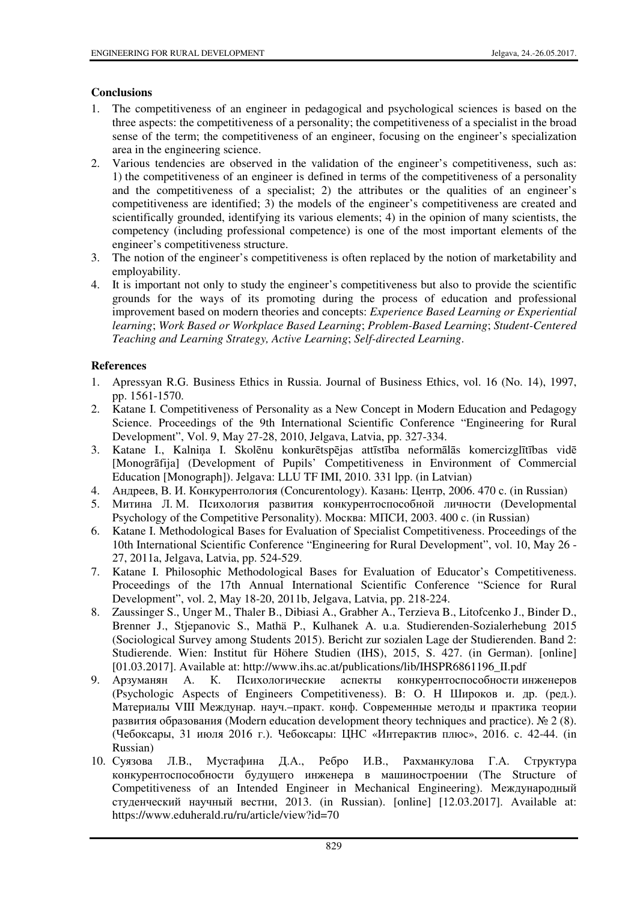## Conclusions

1. The competitiveness of an engineer in pedagogical and psychological sciences is based on the three aspects: the competitiveness of a personality; the competitiveness of a specialist in the broad sense of the term; the competitiveness of an engineer, focusing on the engineer's specialization area in the engineering science.
2. Various tendencies are observed in the validation of the engineer's competitiveness, such as: 1) the competitiveness of an engineer is defined in terms of the competitiveness of a personality and the competitiveness of a specialist; 2) the attributes or the qualities of an engineer's competitiveness are identified; 3) the models of the engineer's competitiveness are created and scientifically grounded, identifying its various elements; 4) in the opinion of many scientists, the competency (including professional competence) is one of the most important elements of the engineer's competitiveness structure.
3. The notion of the engineer's competitiveness is often replaced by the notion of marketability and employability.
4. It is important not only to study the engineer's competitiveness but also to provide the scientific grounds for the ways of its promoting during the process of education and professional improvement based on modern theories and concepts: *Experience Based Learning or Experiential learning*; *Work Based or Workplace Based Learning*; *Problem-Based Learning*; *Student-Centered Teaching and Learning Strategy, Active Learning*; *Self-directed Learning*.

## References

1. Apressyan R.G. Business Ethics in Russia. Journal of Business Ethics, vol. 16 (No. 14), 1997, pp. 1561-1570.
2. Katane I. Competitiveness of Personality as a New Concept in Modern Education and Pedagogy Science. Proceedings of the 9th International Scientific Conference "Engineering for Rural Development", Vol. 9, May 27-28, 2010, Jelgava, Latvia, pp. 327-334.
3. Katane I., Kalniņa I. Skolēnu konkurētspējas attīstība neformālās komercizglītības vidē [Monogrāfija] (Development of Pupils' Competitiveness in Environment of Commercial Education [Monograph]). Jelgava: LLU TF IMI, 2010. 331 lpp. (in Latvian)
4. Андреев, В. И. Конкурентология (Concurentology). Казань: Центр, 2006. 470 с. (in Russian)
5. Митина Л. М. Психология развития конкурентоспособной личности (Developmental Psychology of the Competitive Personality). Москва: МПСИ, 2003. 400 с. (in Russian)
6. Katane I. Methodological Bases for Evaluation of Specialist Competitiveness. Proceedings of the 10th International Scientific Conference "Engineering for Rural Development", vol. 10, May 26 - 27, 2011a, Jelgava, Latvia, pp. 524-529.
7. Katane I. Philosophic Methodological Bases for Evaluation of Educator's Competitiveness. Proceedings of the 17th Annual International Scientific Conference "Science for Rural Development", vol. 2, May 18-20, 2011b, Jelgava, Latvia, pp. 218-224.
8. Zaussinger S., Unger M., Thaler B., Dibiasi A., Grabher A., Terzieva B., Litofcenko J., Binder D., Brenner J., Stjepanovic S., Mathä P., Kulhanek A. u.a. Studierenden-Sozialerhebung 2015 (Sociological Survey among Students 2015). Bericht zur sozialen Lage der Studierenden. Band 2: Studierende. Wien: Institut für Höhere Studien (IHS), 2015, S. 427. (in German). [online] [01.03.2017]. Available at: http://www.ihs.ac.at/publications/lib/IHSPR6861196_II.pdf
9. Арзуманян А. К. Психологические аспекты конкурентоспособности инженеров (Psychologic Aspects of Engineers Competitiveness). В: О. Н Широков и. др. (ред.). Материалы VIII Междунар. науч.–практ. конф. Современные методы и практика теории развития образования (Modern education development theory techniques and practice). № 2 (8). (Чебоксары, 31 июля 2016 г.). Чебоксары: ЦНС «Интерактив плюс», 2016. с. 42-44. (in Russian)
10. Суязова Л.В., Мустафина Д.А., Ребро И.В., Рахманкулова Г.А. Структура конкурентоспособности будущего инженера в машиностроении (The Structure of Competitiveness of an Intended Engineer in Mechanical Engineering). Международный студенческий научный вестни, 2013. (in Russian). [online] [12.03.2017]. Available at: https://www.eduherald.ru/ru/article/view?id=70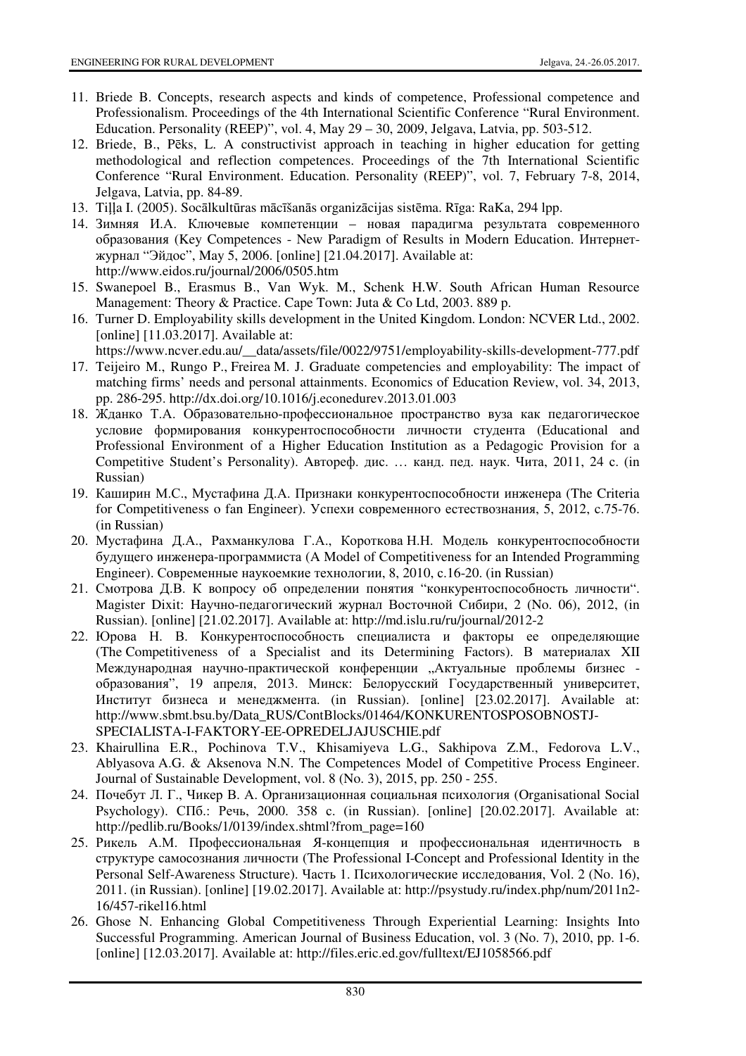11. Briede B. Concepts, research aspects and kinds of competence, Professional competence and Professionalism. Proceedings of the 4th International Scientific Conference "Rural Environment. Education. Personality (REEP)", vol. 4, May 29 – 30, 2009, Jelgava, Latvia, pp. 503-512.
12. Briede, B., Pēks, L. A constructivist approach in teaching in higher education for getting methodological and reflection competences. Proceedings of the 7th International Scientific Conference "Rural Environment. Education. Personality (REEP)", vol. 7, February 7-8, 2014, Jelgava, Latvia, pp. 84-89.
13. Tiļļa I. (2005). Socālkultūras mācīšanās organizācijas sistēma. Rīga: RaKa, 294 lpp.
14. Зимняя И.А. Ключевые компетенции – новая парадигма результата современного образования (Key Competences - New Paradigm of Results in Modern Education. Интернет-журнал "Эйдос", May 5, 2006. [online] [21.04.2017]. Available at: http://www.eidos.ru/journal/2006/0505.htm
15. Swanepoel B., Erasmus B., Van Wyk. M., Schenk H.W. South African Human Resource Management: Theory & Practice. Cape Town: Juta & Co Ltd, 2003. 889 p.
16. Turner D. Employability skills development in the United Kingdom. London: NCVER Ltd., 2002. [online] [11.03.2017]. Available at: https://www.ncver.edu.au/__data/assets/file/0022/9751/employability-skills-development-777.pdf
17. Teijeiro M., Rungo P., Freirea M. J. Graduate competencies and employability: The impact of matching firms' needs and personal attainments. Economics of Education Review, vol. 34, 2013, pp. 286-295. http://dx.doi.org/10.1016/j.econedurev.2013.01.003
18. Жданко Т.А. Образовательно-профессиональное пространство вуза как педагогическое условие формирования конкурентоспособности личности студента (Educational and Professional Environment of a Higher Education Institution as a Pedagogic Provision for a Competitive Student's Personality). Автореф. дис. … канд. пед. наук. Чита, 2011, 24 с. (in Russian)
19. Каширин М.С., Мустафина Д.А. Признаки конкурентоспособности инженера (The Criteria for Competitiveness o fan Engineer). Успехи современного естествознания, 5, 2012, с.75-76. (in Russian)
20. Мустафина Д.А., Рахманкулова Г.А., Короткова Н.Н. Модель конкурентоспособности будущего инженера-программиста (A Model of Competitiveness for an Intended Programming Engineer). Современные наукоемкие технологии, 8, 2010, с.16-20. (in Russian)
21. Смотрова Д.В. К вопросу об определении понятия "конкурентоспособность личности". Magister Dixit: Научно-педагогический журнал Восточной Сибири, 2 (No. 06), 2012, (in Russian). [online] [21.02.2017]. Available at: http://md.islu.ru/ru/journal/2012-2
22. Юрова Н. В. Конкурентоспособность специалиста и факторы ее определяющие (The Competitiveness of a Specialist and its Determining Factors). В материалах XII Международная научно-практической конференции „Актуальные проблемы бизнес - образования", 19 апреля, 2013. Минск: Белорусский Государственный университет, Институт бизнеса и менеджмента. (in Russian). [online] [23.02.2017]. Available at: http://www.sbmt.bsu.by/Data_RUS/ContBlocks/01464/KONKURENTOSPOSOBNOSTJ-SPECIALISTA-I-FAKTORY-EE-OPREDELJAJUSCHIE.pdf
23. Khairullina E.R., Pochinova T.V., Khisamiyeva L.G., Sakhipova Z.M., Fedorova L.V., Ablyasova A.G. & Aksenova N.N. The Competences Model of Competitive Process Engineer. Journal of Sustainable Development, vol. 8 (No. 3), 2015, pp. 250 - 255.
24. Почебут Л. Г., Чикер В. А. Организационная социальная психология (Organisational Social Psychology). СПб.: Речь, 2000. 358 с. (in Russian). [online] [20.02.2017]. Available at: http://pedlib.ru/Books/1/0139/index.shtml?from_page=160
25. Рикель А.М. Профессиональная Я-концепция и профессиональная идентичность в структуре самосознания личности (The Professional I-Concept and Professional Identity in the Personal Self-Awareness Structure). Часть 1. Психологические исследования, Vol. 2 (No. 16), 2011. (in Russian). [online] [19.02.2017]. Available at: http://psystudy.ru/index.php/num/2011n2-16/457-rikel16.html
26. Ghose N. Enhancing Global Competitiveness Through Experiential Learning: Insights Into Successful Programming. American Journal of Business Education, vol. 3 (No. 7), 2010, pp. 1-6. [online] [12.03.2017]. Available at: http://files.eric.ed.gov/fulltext/EJ1058566.pdf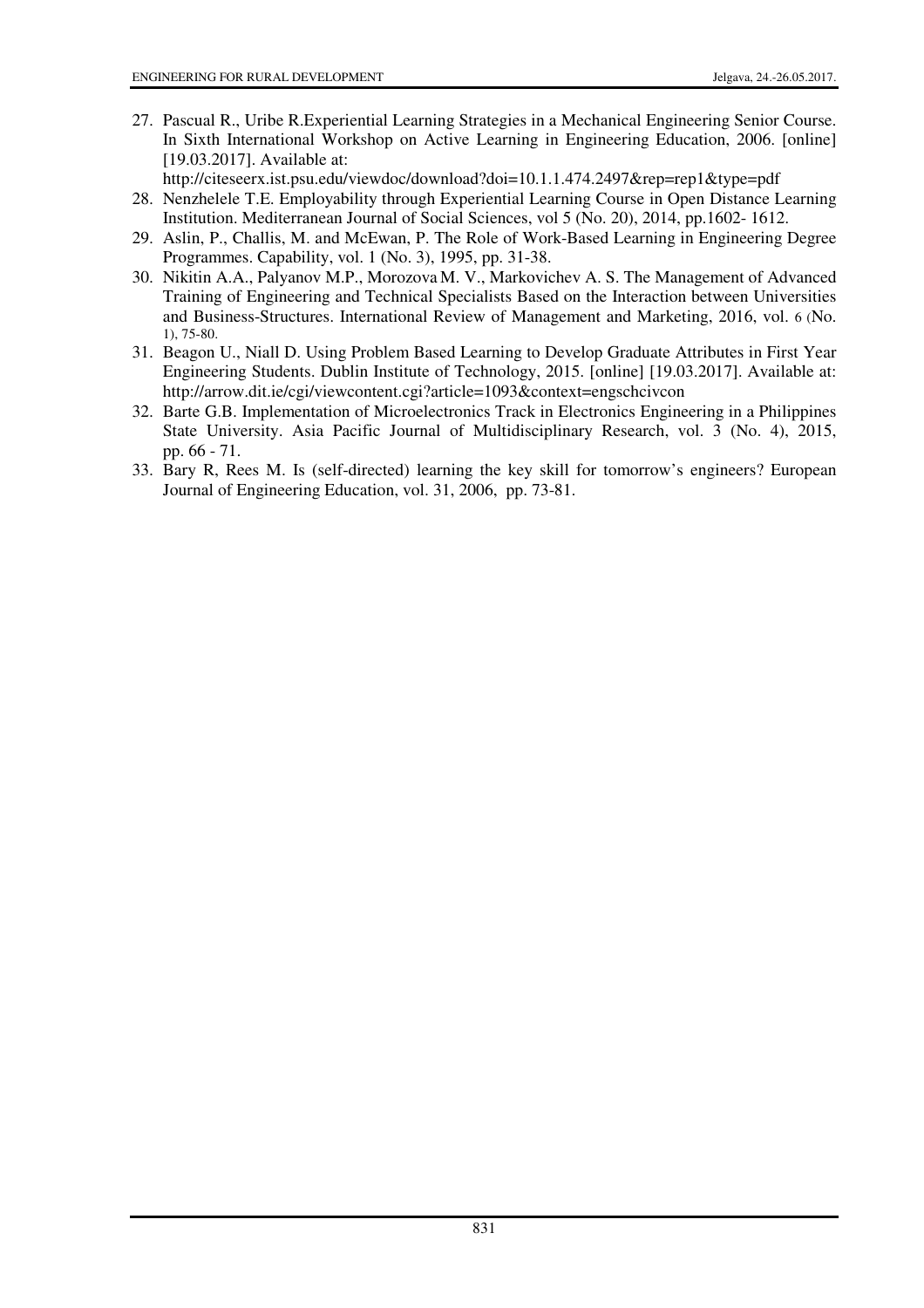27. Pascual R., Uribe R.Experiential Learning Strategies in a Mechanical Engineering Senior Course. In Sixth International Workshop on Active Learning in Engineering Education, 2006. [online] [19.03.2017]. Available at: http://citeseerx.ist.psu.edu/viewdoc/download?doi=10.1.1.474.2497&rep=rep1&type=pdf
28. Nenzhelele T.E. Employability through Experiential Learning Course in Open Distance Learning Institution. Mediterranean Journal of Social Sciences, vol 5 (No. 20), 2014, pp.1602- 1612.
29. Aslin, P., Challis, M. and McEwan, P. The Role of Work-Based Learning in Engineering Degree Programmes. Capability, vol. 1 (No. 3), 1995, pp. 31-38.
30. Nikitin A.A., Palyanov M.P., Morozova M. V., Markovichev A. S. The Management of Advanced Training of Engineering and Technical Specialists Based on the Interaction between Universities and Business-Structures. International Review of Management and Marketing, 2016, vol. 6 (No. 1), 75-80.
31. Beagon U., Niall D. Using Problem Based Learning to Develop Graduate Attributes in First Year Engineering Students. Dublin Institute of Technology, 2015. [online] [19.03.2017]. Available at: http://arrow.dit.ie/cgi/viewcontent.cgi?article=1093&context=engschcivcon
32. Barte G.B. Implementation of Microelectronics Track in Electronics Engineering in a Philippines State University. Asia Pacific Journal of Multidisciplinary Research, vol. 3 (No. 4), 2015, pp. 66 - 71.
33. Bary R, Rees M. Is (self-directed) learning the key skill for tomorrow's engineers? European Journal of Engineering Education, vol. 31, 2006, pp. 73-81.